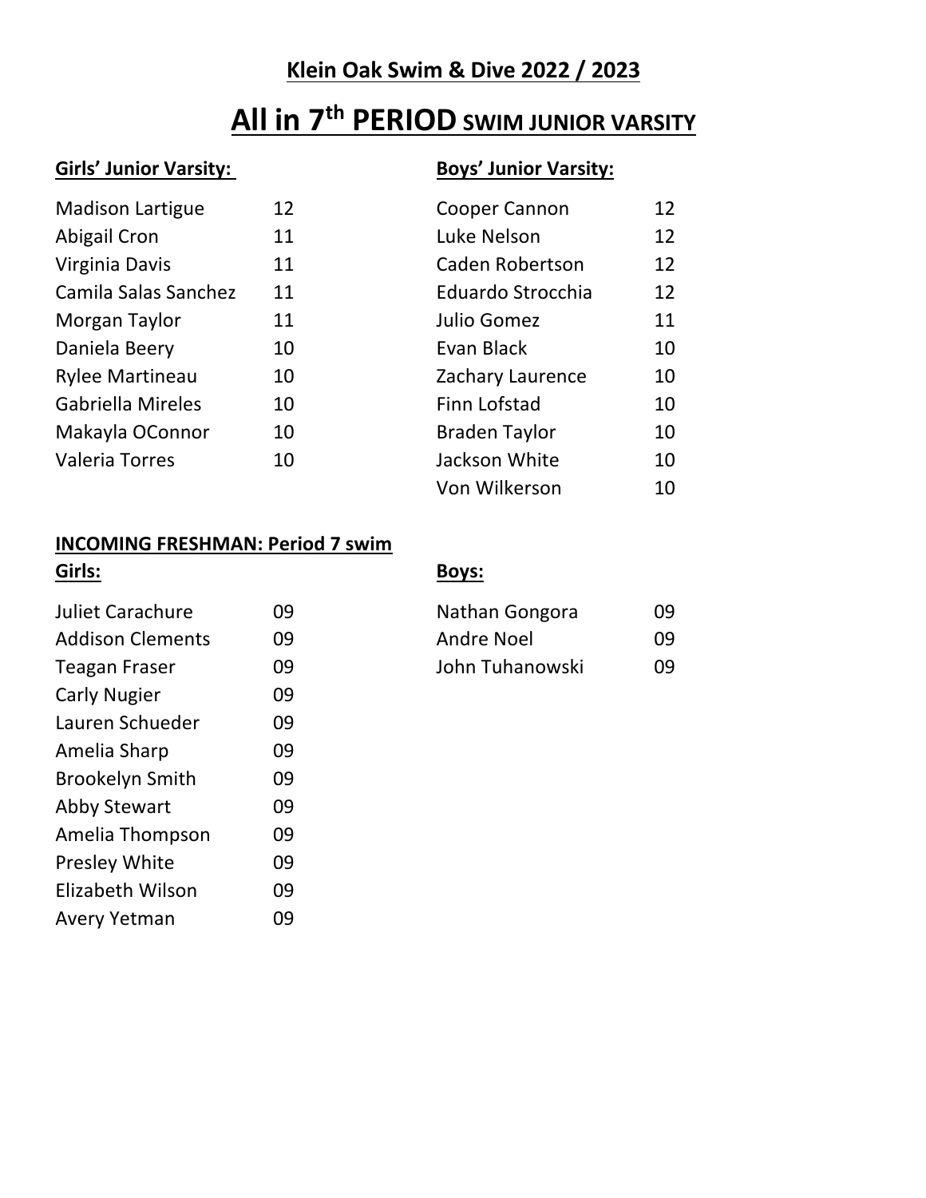**Klein Oak Swim & Dive 2022 / 2023**

# All in 7th PERIOD SWIM JUNIOR VARSITY

**Girls' Junior Varsity:**

| Name | Grade |
| --- | --- |
| Madison Lartigue | 12 |
| Abigail Cron | 11 |
| Virginia Davis | 11 |
| Camila Salas Sanchez | 11 |
| Morgan Taylor | 11 |
| Daniela Beery | 10 |
| Rylee Martineau | 10 |
| Gabriella Mireles | 10 |
| Makayla OConnor | 10 |
| Valeria Torres | 10 |

**Boys' Junior Varsity:**

| Name | Grade |
| --- | --- |
| Cooper Cannon | 12 |
| Luke Nelson | 12 |
| Caden Robertson | 12 |
| Eduardo Strocchia | 12 |
| Julio Gomez | 11 |
| Evan Black | 10 |
| Zachary Laurence | 10 |
| Finn Lofstad | 10 |
| Braden Taylor | 10 |
| Jackson White | 10 |
| Von Wilkerson | 10 |

**INCOMING FRESHMAN: Period 7 swim**

**Girls:**

| Name | Grade |
| --- | --- |
| Juliet Carachure | 09 |
| Addison Clements | 09 |
| Teagan Fraser | 09 |
| Carly Nugier | 09 |
| Lauren Schueder | 09 |
| Amelia Sharp | 09 |
| Brookelyn Smith | 09 |
| Abby Stewart | 09 |
| Amelia Thompson | 09 |
| Presley White | 09 |
| Elizabeth Wilson | 09 |
| Avery Yetman | 09 |

**Boys:**

| Name | Grade |
| --- | --- |
| Nathan Gongora | 09 |
| Andre Noel | 09 |
| John Tuhanowski | 09 |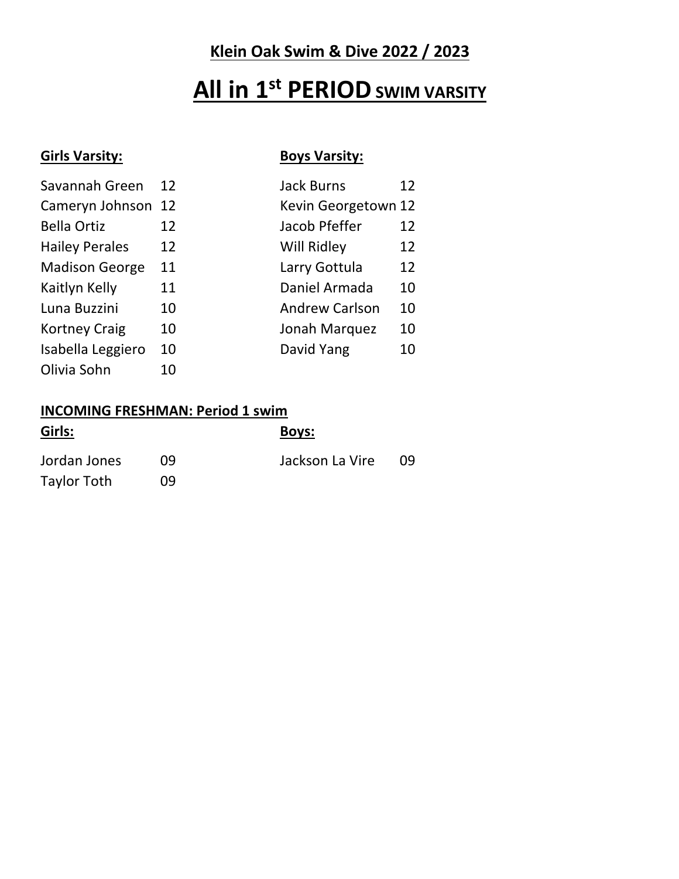## Klein Oak Swim & Dive 2022 / 2023

# All in 1st PERIOD SWIM VARSITY

**Girls Varsity:**

| | |
|---|---|
| Savannah Green | 12 |
| Cameryn Johnson | 12 |
| Bella Ortiz | 12 |
| Hailey Perales | 12 |
| Madison George | 11 |
| Kaitlyn Kelly | 11 |
| Luna Buzzini | 10 |
| Kortney Craig | 10 |
| Isabella Leggiero | 10 |
| Olivia Sohn | 10 |

**Boys Varsity:**

| | |
|---|---|
| Jack Burns | 12 |
| Kevin Georgetown | 12 |
| Jacob Pfeffer | 12 |
| Will Ridley | 12 |
| Larry Gottula | 12 |
| Daniel Armada | 10 |
| Andrew Carlson | 10 |
| Jonah Marquez | 10 |
| David Yang | 10 |

**INCOMING FRESHMAN: Period 1 swim**

**Girls:**

| | |
|---|---|
| Jordan Jones | 09 |
| Taylor Toth | 09 |

**Boys:**

| | |
|---|---|
| Jackson La Vire | 09 |